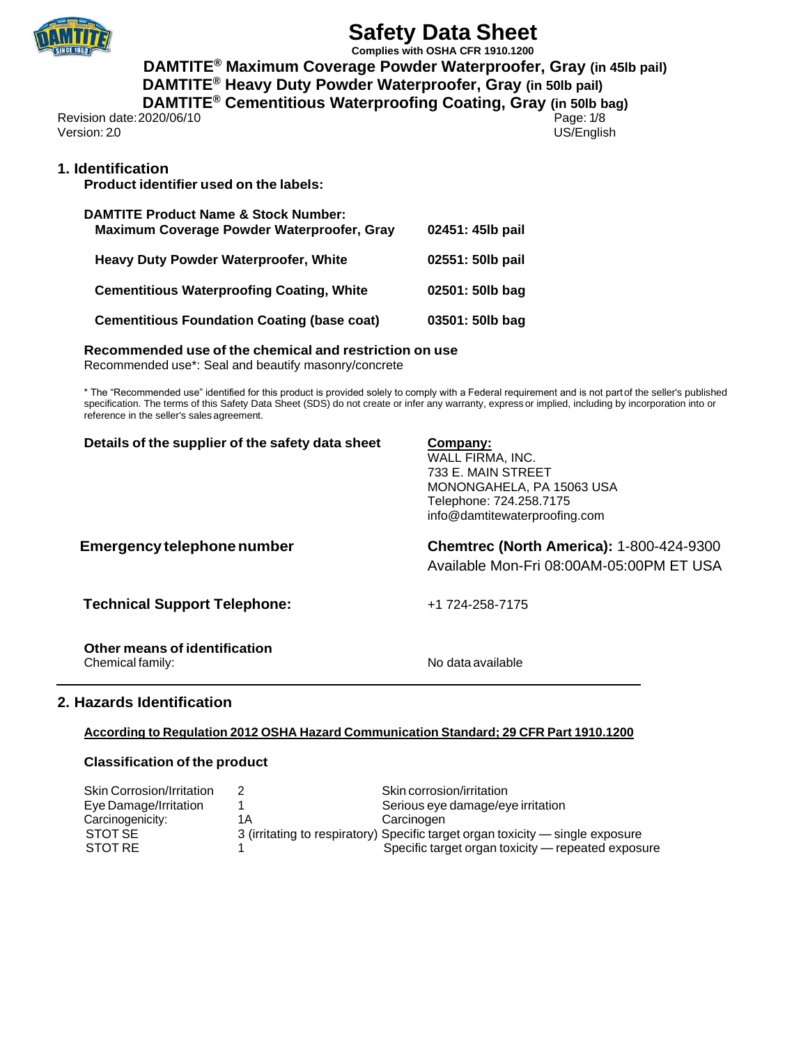# Safety Data Sheet

**Complies with OSHA CFR 1910.1200**

**DAMTITE® Maximum Coverage Powder Waterproofer, Gray (in 45lb pail)**
**DAMTITE® Heavy Duty Powder Waterproofer, Gray (in 50lb pail)**
**DAMTITE® Cementitious Waterproofing Coating, Gray (in 50lb bag)**

Revision date: 2020/06/10
Version: 2.0
US/English

## 1. Identification

**Product identifier used on the labels:**

| DAMTITE Product Name & Stock Number: | |
|---|---|
| **Maximum Coverage Powder Waterproofer, Gray** | **02451: 45lb pail** |
| **Heavy Duty Powder Waterproofer, White** | **02551: 50lb pail** |
| **Cementitious Waterproofing Coating, White** | **02501: 50lb bag** |
| **Cementitious Foundation Coating (base coat)** | **03501: 50lb bag** |

**Recommended use of the chemical and restriction on use**
Recommended use*: Seal and beautify masonry/concrete

* The "Recommended use" identified for this product is provided solely to comply with a Federal requirement and is not part of the seller's published specification. The terms of this Safety Data Sheet (SDS) do not create or infer any warranty, express or implied, including by incorporation into or reference in the seller's sales agreement.

**Details of the supplier of the safety data sheet**

**Company:**
WALL FIRMA, INC.
733 E. MAIN STREET
MONONGAHELA, PA 15063 USA
Telephone: 724.258.7175
info@damtitewaterproofing.com

**Emergency telephone number**

**Chemtrec (North America):** 1-800-424-9300
Available Mon-Fri 08:00AM-05:00PM ET USA

**Technical Support Telephone:** +1 724-258-7175

**Other means of identification**
Chemical family: No data available

## 2. Hazards Identification

**According to Regulation 2012 OSHA Hazard Communication Standard; 29 CFR Part 1910.1200**

**Classification of the product**

| | | |
|---|---|---|
| Skin Corrosion/Irritation | 2 | Skin corrosion/irritation |
| Eye Damage/Irritation | 1 | Serious eye damage/eye irritation |
| Carcinogenicity: | 1A | Carcinogen |
| STOT SE | 3 (irritating to respiratory) | Specific target organ toxicity — single exposure |
| STOT RE | 1 | Specific target organ toxicity — repeated exposure |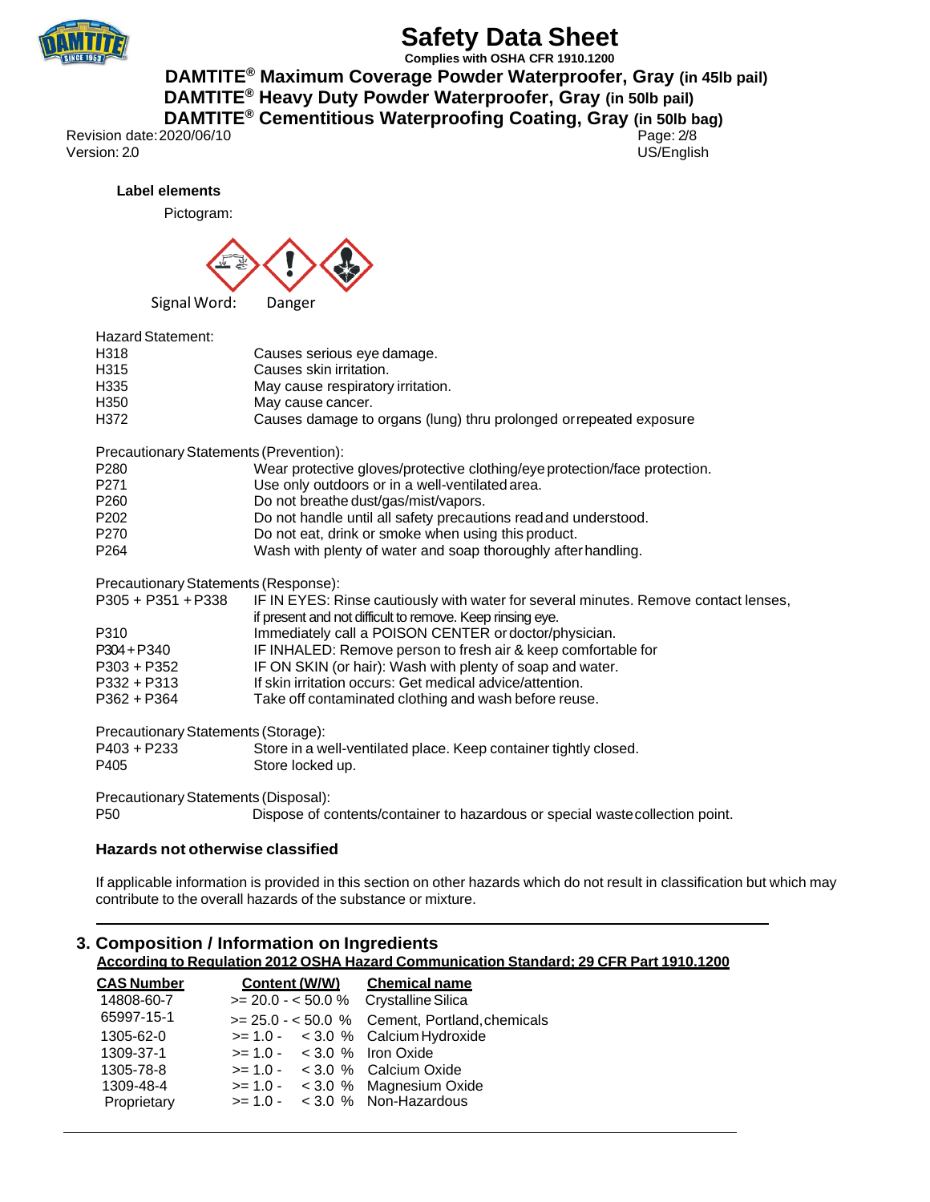### Label elements

Pictogram:

Signal Word: Danger

Hazard Statement:

| | |
|---|---|
| H318 | Causes serious eye damage. |
| H315 | Causes skin irritation. |
| H335 | May cause respiratory irritation. |
| H350 | May cause cancer. |
| H372 | Causes damage to organs (lung) thru prolonged or repeated exposure |

Precautionary Statements (Prevention):

| | |
|---|---|
| P280 | Wear protective gloves/protective clothing/eye protection/face protection. |
| P271 | Use only outdoors or in a well-ventilated area. |
| P260 | Do not breathe dust/gas/mist/vapors. |
| P202 | Do not handle until all safety precautions read and understood. |
| P270 | Do not eat, drink or smoke when using this product. |
| P264 | Wash with plenty of water and soap thoroughly after handling. |

Precautionary Statements (Response):

| | |
|---|---|
| P305 + P351 + P338 | IF IN EYES: Rinse cautiously with water for several minutes. Remove contact lenses, if present and not difficult to remove. Keep rinsing eye. |
| P310 | Immediately call a POISON CENTER or doctor/physician. |
| P304 + P340 | IF INHALED: Remove person to fresh air & keep comfortable for |
| P303 + P352 | IF ON SKIN (or hair): Wash with plenty of soap and water. |
| P332 + P313 | If skin irritation occurs: Get medical advice/attention. |
| P362 + P364 | Take off contaminated clothing and wash before reuse. |

Precautionary Statements (Storage):

| | |
|---|---|
| P403 + P233 | Store in a well-ventilated place. Keep container tightly closed. |
| P405 | Store locked up. |

Precautionary Statements (Disposal):

| | |
|---|---|
| P50 | Dispose of contents/container to hazardous or special waste collection point. |

### Hazards not otherwise classified

If applicable information is provided in this section on other hazards which do not result in classification but which may contribute to the overall hazards of the substance or mixture.

## 3. Composition / Information on Ingredients

**According to Regulation 2012 OSHA Hazard Communication Standard; 29 CFR Part 1910.1200**

| CAS Number | Content (W/W) | Chemical name |
|---|---|---|
| 14808-60-7 | >= 20.0 - < 50.0 % | Crystalline Silica |
| 65997-15-1 | >= 25.0 - < 50.0 % | Cement, Portland, chemicals |
| 1305-62-0 | >= 1.0 - < 3.0 % | Calcium Hydroxide |
| 1309-37-1 | >= 1.0 - < 3.0 % | Iron Oxide |
| 1305-78-8 | >= 1.0 - < 3.0 % | Calcium Oxide |
| 1309-48-4 | >= 1.0 - < 3.0 % | Magnesium Oxide |
| Proprietary | >= 1.0 - < 3.0 % | Non-Hazardous |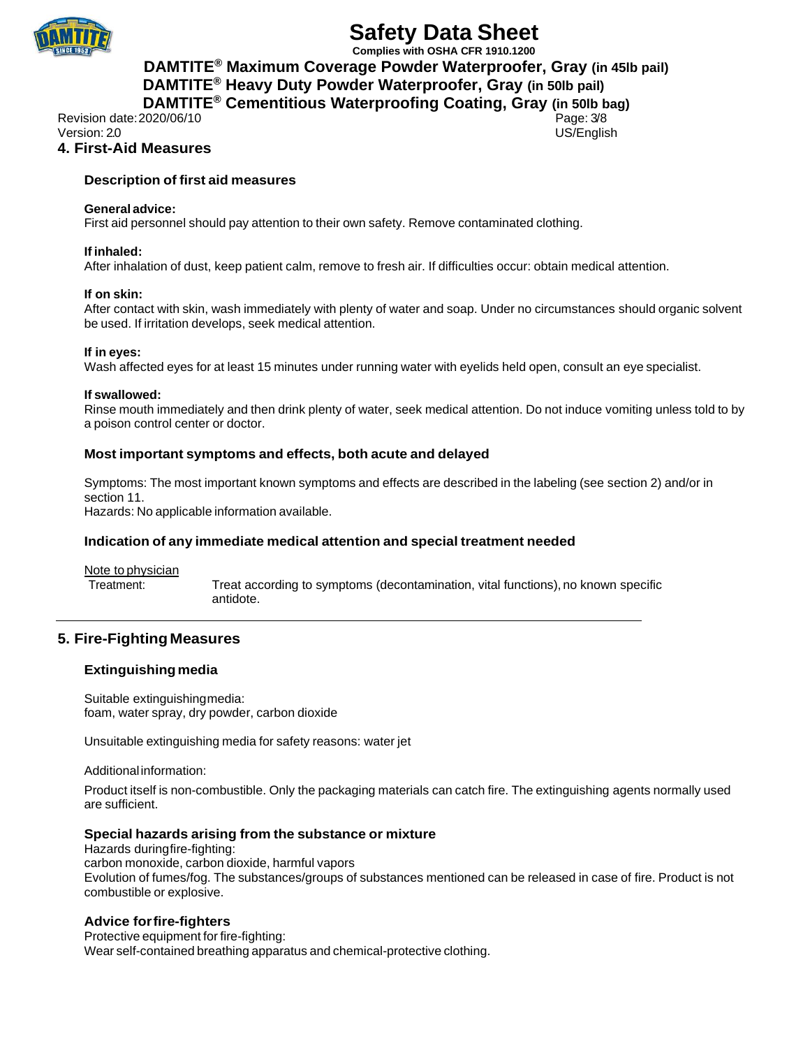## 4. First-Aid Measures

### Description of first aid measures

**General advice:**
First aid personnel should pay attention to their own safety. Remove contaminated clothing.

**If inhaled:**
After inhalation of dust, keep patient calm, remove to fresh air. If difficulties occur: obtain medical attention.

**If on skin:**
After contact with skin, wash immediately with plenty of water and soap. Under no circumstances should organic solvent be used. If irritation develops, seek medical attention.

**If in eyes:**
Wash affected eyes for at least 15 minutes under running water with eyelids held open, consult an eye specialist.

**If swallowed:**
Rinse mouth immediately and then drink plenty of water, seek medical attention. Do not induce vomiting unless told to by a poison control center or doctor.

### Most important symptoms and effects, both acute and delayed

Symptoms: The most important known symptoms and effects are described in the labeling (see section 2) and/or in section 11.
Hazards: No applicable information available.

### Indication of any immediate medical attention and special treatment needed

Note to physician

Treatment: Treat according to symptoms (decontamination, vital functions), no known specific antidote.

## 5. Fire-Fighting Measures

### Extinguishing media

Suitable extinguishing media:
foam, water spray, dry powder, carbon dioxide

Unsuitable extinguishing media for safety reasons: water jet

Additional information:

Product itself is non-combustible. Only the packaging materials can catch fire. The extinguishing agents normally used are sufficient.

### Special hazards arising from the substance or mixture

Hazards during fire-fighting:
carbon monoxide, carbon dioxide, harmful vapors
Evolution of fumes/fog. The substances/groups of substances mentioned can be released in case of fire. Product is not combustible or explosive.

### Advice for fire-fighters

Protective equipment for fire-fighting:
Wear self-contained breathing apparatus and chemical-protective clothing.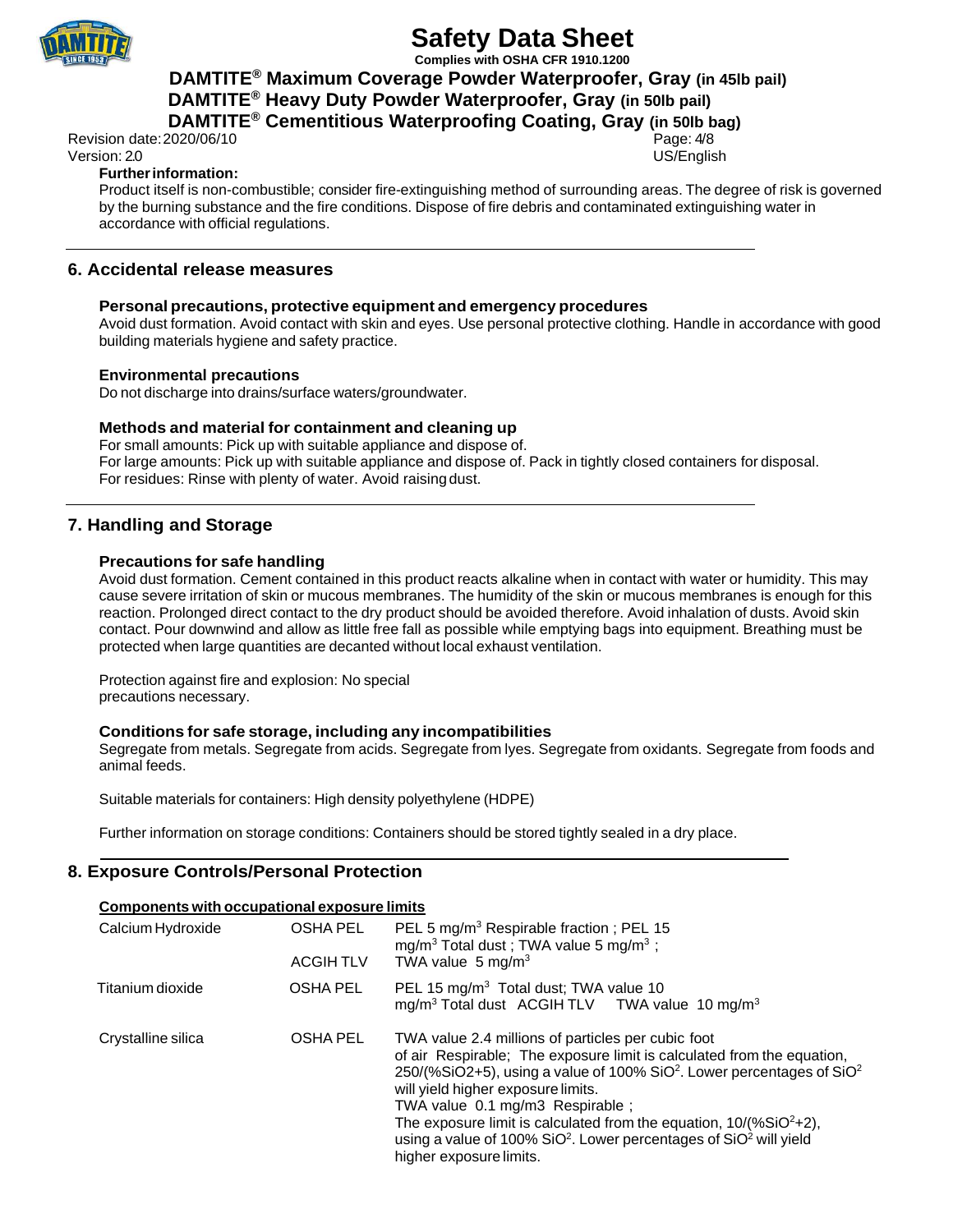**Further information:**

Product itself is non-combustible; consider fire-extinguishing method of surrounding areas. The degree of risk is governed by the burning substance and the fire conditions. Dispose of fire debris and contaminated extinguishing water in accordance with official regulations.

## 6. Accidental release measures

### Personal precautions, protective equipment and emergency procedures

Avoid dust formation. Avoid contact with skin and eyes. Use personal protective clothing. Handle in accordance with good building materials hygiene and safety practice.

### Environmental precautions

Do not discharge into drains/surface waters/groundwater.

### Methods and material for containment and cleaning up

For small amounts: Pick up with suitable appliance and dispose of.
For large amounts: Pick up with suitable appliance and dispose of. Pack in tightly closed containers for disposal.
For residues: Rinse with plenty of water. Avoid raising dust.

## 7. Handling and Storage

### Precautions for safe handling

Avoid dust formation. Cement contained in this product reacts alkaline when in contact with water or humidity. This may cause severe irritation of skin or mucous membranes. The humidity of the skin or mucous membranes is enough for this reaction. Prolonged direct contact to the dry product should be avoided therefore. Avoid inhalation of dusts. Avoid skin contact. Pour downwind and allow as little free fall as possible while emptying bags into equipment. Breathing must be protected when large quantities are decanted without local exhaust ventilation.

Protection against fire and explosion: No special precautions necessary.

### Conditions for safe storage, including any incompatibilities

Segregate from metals. Segregate from acids. Segregate from lyes. Segregate from oxidants. Segregate from foods and animal feeds.

Suitable materials for containers: High density polyethylene (HDPE)

Further information on storage conditions: Containers should be stored tightly sealed in a dry place.

## 8. Exposure Controls/Personal Protection

**Components with occupational exposure limits**

| Component | Regulation | Value |
|---|---|---|
| Calcium Hydroxide | OSHA PEL | PEL 5 $mg/m^3$ Respirable fraction ; PEL 15 $mg/m^3$ Total dust ; TWA value 5 $mg/m^3$ ; |
| | ACGIH TLV | TWA value 5 $mg/m^3$ |
| Titanium dioxide | OSHA PEL | PEL 15 $mg/m^3$ Total dust; TWA value 10 $mg/m^3$ Total dust ACGIH TLV TWA value 10 $mg/m^3$ |
| Crystalline silica | OSHA PEL | TWA value 2.4 millions of particles per cubic foot of air Respirable; The exposure limit is calculated from the equation, 250/(%SiO2+5), using a value of 100% $SiO^2$. Lower percentages of $SiO^2$ will yield higher exposure limits. TWA value 0.1 mg/m3 Respirable ; The exposure limit is calculated from the equation, 10/(%$SiO^2$+2), using a value of 100% $SiO^2$. Lower percentages of $SiO^2$ will yield higher exposure limits. |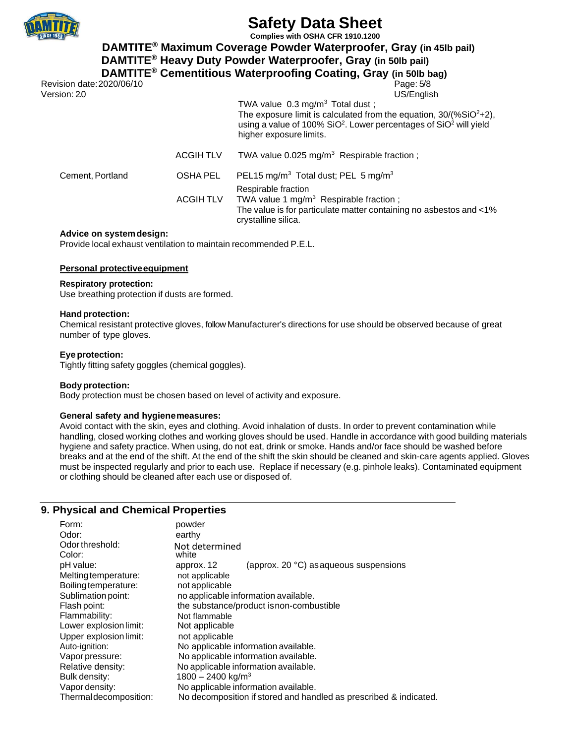| | | |
|---|---|---|
| | | TWA value 0.3 mg/m$^3$ Total dust ; The exposure limit is calculated from the equation, $30/(\%SiO^2+2)$, using a value of 100% $SiO^2$. Lower percentages of $SiO^2$ will yield higher exposure limits. |
| | ACGIH TLV | TWA value 0.025 mg/m$^3$ Respirable fraction ; |
| Cement, Portland | OSHA PEL | PEL15 mg/m$^3$ Total dust; PEL 5 mg/m$^3$ Respirable fraction |
| | ACGIH TLV | TWA value 1 mg/m$^3$ Respirable fraction ; The value is for particulate matter containing no asbestos and <1% crystalline silica. |

**Advice on system design:**
Provide local exhaust ventilation to maintain recommended P.E.L.

**Personal protective equipment**

**Respiratory protection:**
Use breathing protection if dusts are formed.

**Hand protection:**
Chemical resistant protective gloves, follow Manufacturer's directions for use should be observed because of great number of type gloves.

**Eye protection:**
Tightly fitting safety goggles (chemical goggles).

**Body protection:**
Body protection must be chosen based on level of activity and exposure.

**General safety and hygiene measures:**
Avoid contact with the skin, eyes and clothing. Avoid inhalation of dusts. In order to prevent contamination while handling, closed working clothes and working gloves should be used. Handle in accordance with good building materials hygiene and safety practice. When using, do not eat, drink or smoke. Hands and/or face should be washed before breaks and at the end of the shift. At the end of the shift the skin should be cleaned and skin-care agents applied. Gloves must be inspected regularly and prior to each use. Replace if necessary (e.g. pinhole leaks). Contaminated equipment or clothing should be cleaned after each use or disposed of.

## 9. Physical and Chemical Properties

| | |
|---|---|
| Form: | powder |
| Odor: | earthy |
| Odor threshold: | Not determined |
| Color: | white |
| pH value: | approx. 12 (approx. 20 °C) as aqueous suspensions |
| Melting temperature: | not applicable |
| Boiling temperature: | not applicable |
| Sublimation point: | no applicable information available. |
| Flash point: | the substance/product is non-combustible |
| Flammability: | Not flammable |
| Lower explosion limit: | Not applicable |
| Upper explosion limit: | not applicable |
| Auto-ignition: | No applicable information available. |
| Vapor pressure: | No applicable information available. |
| Relative density: | No applicable information available. |
| Bulk density: | 1800 – 2400 kg/m$^3$ |
| Vapor density: | No applicable information available. |
| Thermal decomposition: | No decomposition if stored and handled as prescribed & indicated. |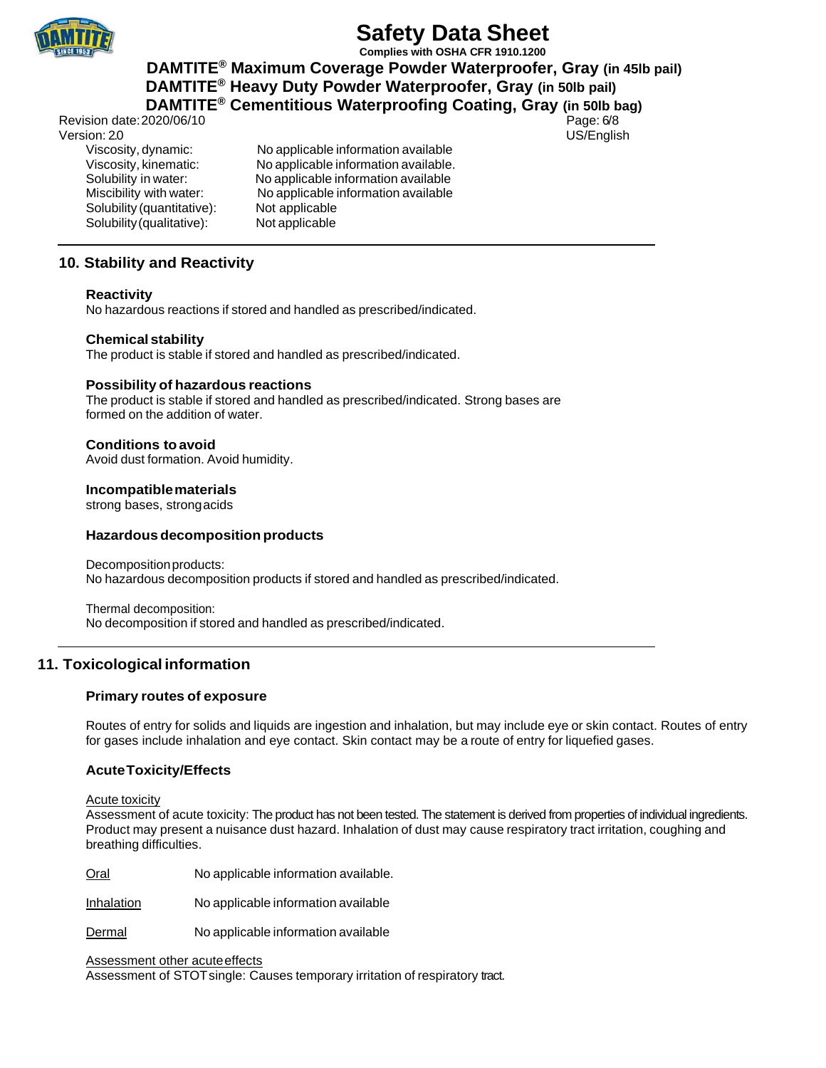| | |
|---|---|
| Viscosity, dynamic: | No applicable information available |
| Viscosity, kinematic: | No applicable information available. |
| Solubility in water: | No applicable information available |
| Miscibility with water: | No applicable information available |
| Solubility (quantitative): | Not applicable |
| Solubility (qualitative): | Not applicable |

## 10. Stability and Reactivity

### Reactivity

No hazardous reactions if stored and handled as prescribed/indicated.

### Chemical stability

The product is stable if stored and handled as prescribed/indicated.

### Possibility of hazardous reactions

The product is stable if stored and handled as prescribed/indicated. Strong bases are formed on the addition of water.

### Conditions to avoid

Avoid dust formation. Avoid humidity.

### Incompatible materials

strong bases, strong acids

### Hazardous decomposition products

Decomposition products:
No hazardous decomposition products if stored and handled as prescribed/indicated.

Thermal decomposition:
No decomposition if stored and handled as prescribed/indicated.

## 11. Toxicological information

### Primary routes of exposure

Routes of entry for solids and liquids are ingestion and inhalation, but may include eye or skin contact. Routes of entry for gases include inhalation and eye contact. Skin contact may be a route of entry for liquefied gases.

### Acute Toxicity/Effects

Acute toxicity
Assessment of acute toxicity: The product has not been tested. The statement is derived from properties of individual ingredients. Product may present a nuisance dust hazard. Inhalation of dust may cause respiratory tract irritation, coughing and breathing difficulties.

| | |
|---|---|
| Oral | No applicable information available. |
| Inhalation | No applicable information available |
| Dermal | No applicable information available |

Assessment other acute effects
Assessment of STOT single: Causes temporary irritation of respiratory tract.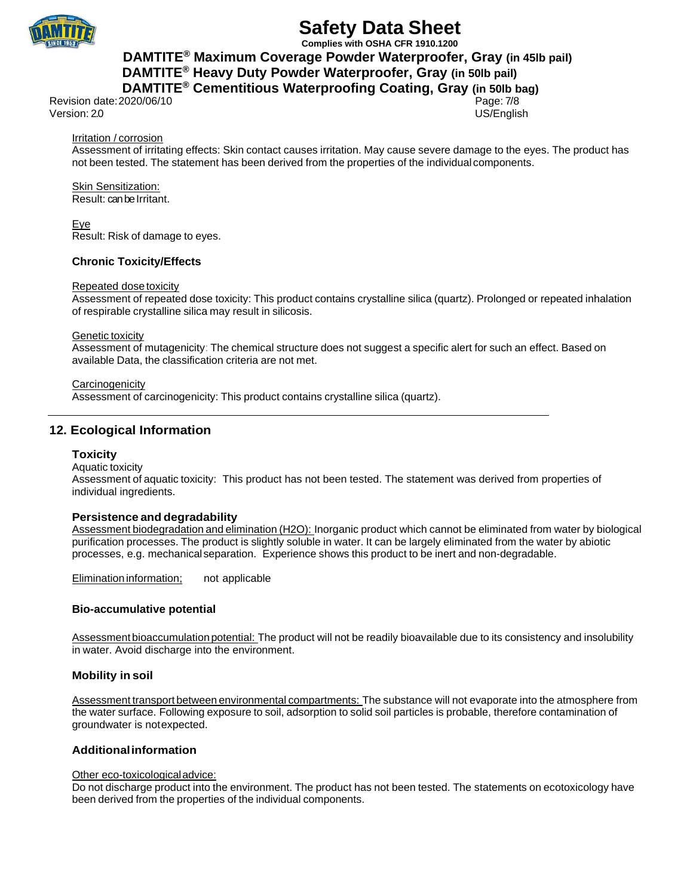Irritation / corrosion

Assessment of irritating effects: Skin contact causes irritation. May cause severe damage to the eyes. The product has not been tested. The statement has been derived from the properties of the individual components.

Skin Sensitization:

Result: can be Irritant.

Eye

Result: Risk of damage to eyes.

### Chronic Toxicity/Effects

Repeated dose toxicity

Assessment of repeated dose toxicity: This product contains crystalline silica (quartz). Prolonged or repeated inhalation of respirable crystalline silica may result in silicosis.

Genetic toxicity

Assessment of mutagenicity: The chemical structure does not suggest a specific alert for such an effect. Based on available Data, the classification criteria are not met.

Carcinogenicity

Assessment of carcinogenicity: This product contains crystalline silica (quartz).

## 12. Ecological Information

### Toxicity

Aquatic toxicity

Assessment of aquatic toxicity: This product has not been tested. The statement was derived from properties of individual ingredients.

### Persistence and degradability

Assessment biodegradation and elimination ($H_2O$): Inorganic product which cannot be eliminated from water by biological purification processes. The product is slightly soluble in water. It can be largely eliminated from the water by abiotic processes, e.g. mechanical separation. Experience shows this product to be inert and non-degradable.

Elimination information; not applicable

### Bio-accumulative potential

Assessment bioaccumulation potential: The product will not be readily bioavailable due to its consistency and insolubility in water. Avoid discharge into the environment.

### Mobility in soil

Assessment transport between environmental compartments: The substance will not evaporate into the atmosphere from the water surface. Following exposure to soil, adsorption to solid soil particles is probable, therefore contamination of groundwater is not expected.

### Additional information

Other eco-toxicological advice:

Do not discharge product into the environment. The product has not been tested. The statements on ecotoxicology have been derived from the properties of the individual components.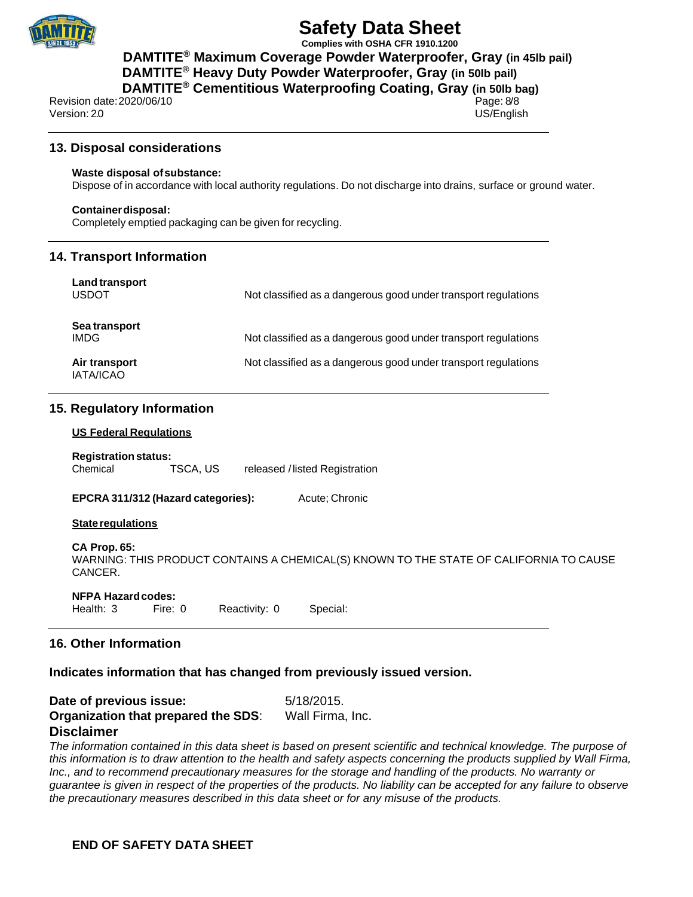## 13. Disposal considerations

**Waste disposal of substance:**
Dispose of in accordance with local authority regulations. Do not discharge into drains, surface or ground water.

**Container disposal:**
Completely emptied packaging can be given for recycling.

## 14. Transport Information

| | |
|---|---|
| **Land transport**<br>USDOT | Not classified as a dangerous good under transport regulations |
| **Sea transport**<br>IMDG | Not classified as a dangerous good under transport regulations |
| **Air transport**<br>IATA/ICAO | Not classified as a dangerous good under transport regulations |

## 15. Regulatory Information

**US Federal Regulations**

**Registration status:**

| | | |
|---|---|---|
| Chemical | TSCA, US | released / listed Registration |

**EPCRA 311/312 (Hazard categories):** Acute; Chronic

**State regulations**

**CA Prop. 65:**
WARNING: THIS PRODUCT CONTAINS A CHEMICAL(S) KNOWN TO THE STATE OF CALIFORNIA TO CAUSE CANCER.

**NFPA Hazard codes:**
Health: 3 Fire: 0 Reactivity: 0 Special:

## 16. Other Information

**Indicates information that has changed from previously issued version.**

**Date of previous issue:** 5/18/2015.
**Organization that prepared the SDS**: Wall Firma, Inc.

**Disclaimer**

*The information contained in this data sheet is based on present scientific and technical knowledge. The purpose of this information is to draw attention to the health and safety aspects concerning the products supplied by Wall Firma, Inc., and to recommend precautionary measures for the storage and handling of the products. No warranty or guarantee is given in respect of the properties of the products. No liability can be accepted for any failure to observe the precautionary measures described in this data sheet or for any misuse of the products.*

**END OF SAFETY DATA SHEET**